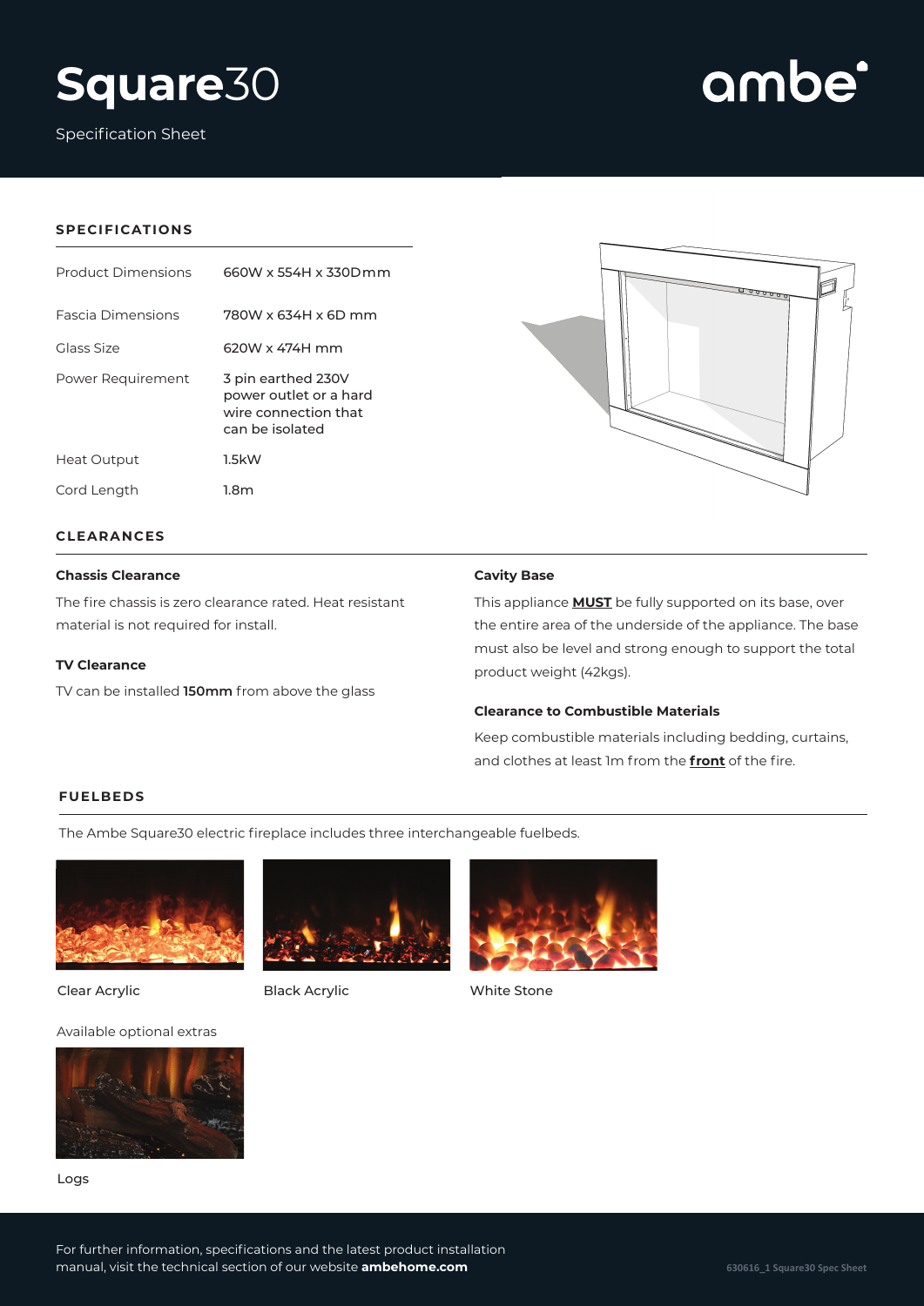# **Square**30

Specification Sheet

ambe

## SPECIFICATIONS

| | |
|---|---|
| Product Dimensions | 660W x 554H x 330Dmm |
| Fascia Dimensions | 780W x 634H x 6D mm |
| Glass Size | 620W x 474H mm |
| Power Requirement | 3 pin earthed 230V power outlet or a hard wire connection that can be isolated |
| Heat Output | 1.5kW |
| Cord Length | 1.8m |

## CLEARANCES

### Chassis Clearance

The fire chassis is zero clearance rated. Heat resistant material is not required for install.

### TV Clearance

TV can be installed **150mm** from above the glass

### Cavity Base

This appliance **MUST** be fully supported on its base, over the entire area of the underside of the appliance. The base must also be level and strong enough to support the total product weight (42kgs).

### Clearance to Combustible Materials

Keep combustible materials including bedding, curtains, and clothes at least 1m from the **front** of the fire.

## FUELBEDS

The Ambe Square30 electric fireplace includes three interchangeable fuelbeds.

Clear Acrylic

Black Acrylic

White Stone

Available optional extras

Logs

For further information, specifications and the latest product installation manual, visit the technical section of our website **ambehome.com**

630616_1 Square30 Spec Sheet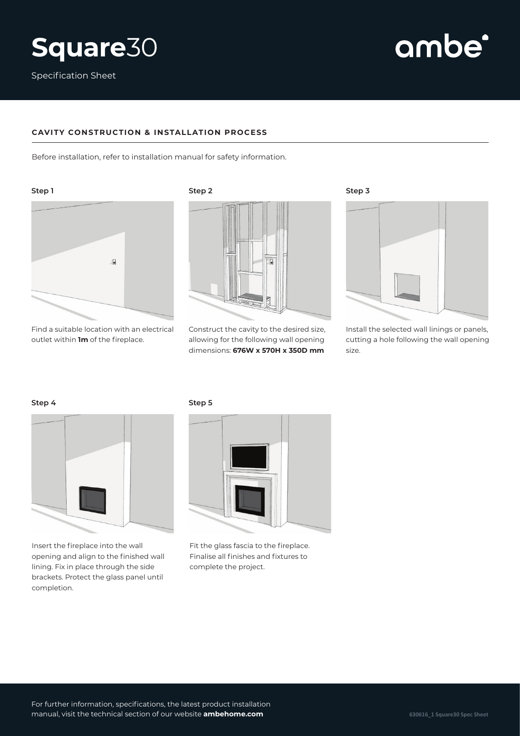# **Square**30

Specification Sheet

ambe

## CAVITY CONSTRUCTION & INSTALLATION PROCESS

Before installation, refer to installation manual for safety information.

**Step 1**

Find a suitable location with an electrical outlet within **1m** of the fireplace.

**Step 2**

Construct the cavity to the desired size, allowing for the following wall opening dimensions: **676W x 570H x 350D mm**

**Step 3**

Install the selected wall linings or panels, cutting a hole following the wall opening size.

**Step 4**

Insert the fireplace into the wall opening and align to the finished wall lining. Fix in place through the side brackets. Protect the glass panel until completion.

**Step 5**

Fit the glass fascia to the fireplace. Finalise all finishes and fixtures to complete the project.

For further information, specifications, the latest product installation manual, visit the technical section of our website **ambehome.com**

630616_1 Square30 Spec Sheet